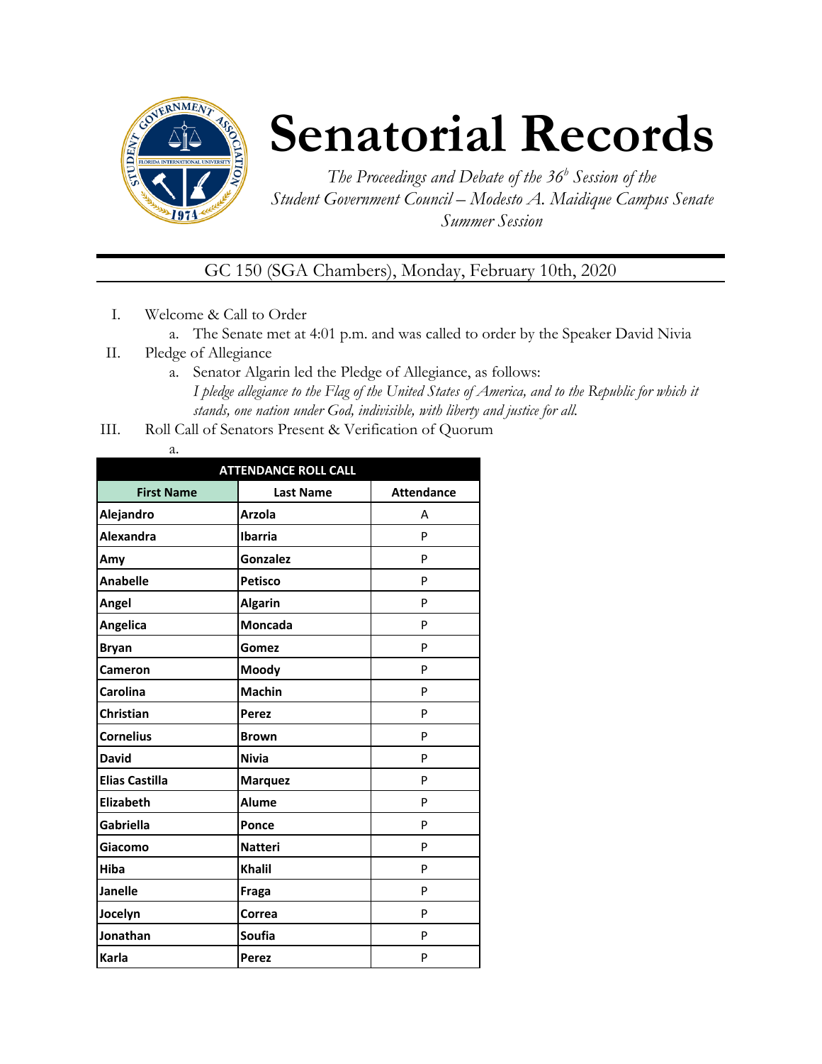# Senatorial Records

*The Proceedings and Debate of the 36[b] Session of the Student Government Council – Modesto A. Maidique Campus Senate Summer Session*

GC 150 (SGA Chambers), Monday, February 10th, 2020

I. Welcome & Call to Order
   a. The Senate met at 4:01 p.m. and was called to order by the Speaker David Nivia

II. Pledge of Allegiance
   a. Senator Algarin led the Pledge of Allegiance, as follows:
      *I pledge allegiance to the Flag of the United States of America, and to the Republic for which it stands, one nation under God, indivisible, with liberty and justice for all.*

III. Roll Call of Senators Present & Verification of Quorum
   a.

| ATTENDANCE ROLL CALL | | |
|---|---|---|
| **First Name** | **Last Name** | **Attendance** |
| Alejandro | Arzola | A |
| Alexandra | Ibarria | P |
| Amy | Gonzalez | P |
| Anabelle | Petisco | P |
| Angel | Algarin | P |
| Angelica | Moncada | P |
| Bryan | Gomez | P |
| Cameron | Moody | P |
| Carolina | Machin | P |
| Christian | Perez | P |
| Cornelius | Brown | P |
| David | Nivia | P |
| Elias Castilla | Marquez | P |
| Elizabeth | Alume | P |
| Gabriella | Ponce | P |
| Giacomo | Natteri | P |
| Hiba | Khalil | P |
| Janelle | Fraga | P |
| Jocelyn | Correa | P |
| Jonathan | Soufia | P |
| Karla | Perez | P |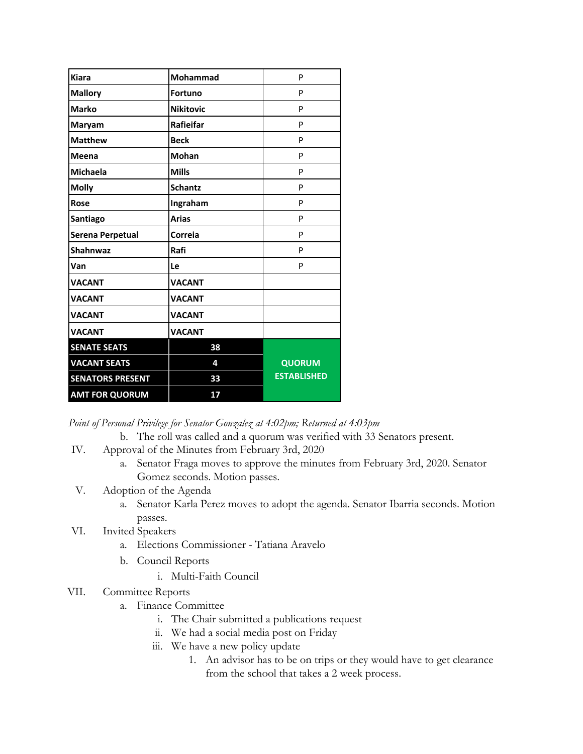| Kiara | Mohammad | P |
|---|---|---|
| Mallory | Fortuno | P |
| Marko | Nikitovic | P |
| Maryam | Rafieifar | P |
| Matthew | Beck | P |
| Meena | Mohan | P |
| Michaela | Mills | P |
| Molly | Schantz | P |
| Rose | Ingraham | P |
| Santiago | Arias | P |
| Serena Perpetual | Correia | P |
| Shahnwaz | Rafi | P |
| Van | Le | P |
| VACANT | VACANT | |
| VACANT | VACANT | |
| VACANT | VACANT | |
| VACANT | VACANT | |
| **SENATE SEATS** | **38** | |
| **VACANT SEATS** | **4** | **QUORUM ESTABLISHED** |
| **SENATORS PRESENT** | **33** | |
| **AMT FOR QUORUM** | **17** | |

*Point of Personal Privilege for Senator Gonzalez at 4:02pm; Returned at 4:03pm*

b. The roll was called and a quorum was verified with 33 Senators present.

IV. Approval of the Minutes from February 3rd, 2020

a. Senator Fraga moves to approve the minutes from February 3rd, 2020. Senator Gomez seconds. Motion passes.

V. Adoption of the Agenda

a. Senator Karla Perez moves to adopt the agenda. Senator Ibarria seconds. Motion passes.

VI. Invited Speakers

a. Elections Commissioner - Tatiana Aravelo

b. Council Reports

i. Multi-Faith Council

VII. Committee Reports

a. Finance Committee

i. The Chair submitted a publications request

ii. We had a social media post on Friday

iii. We have a new policy update

1. An advisor has to be on trips or they would have to get clearance from the school that takes a 2 week process.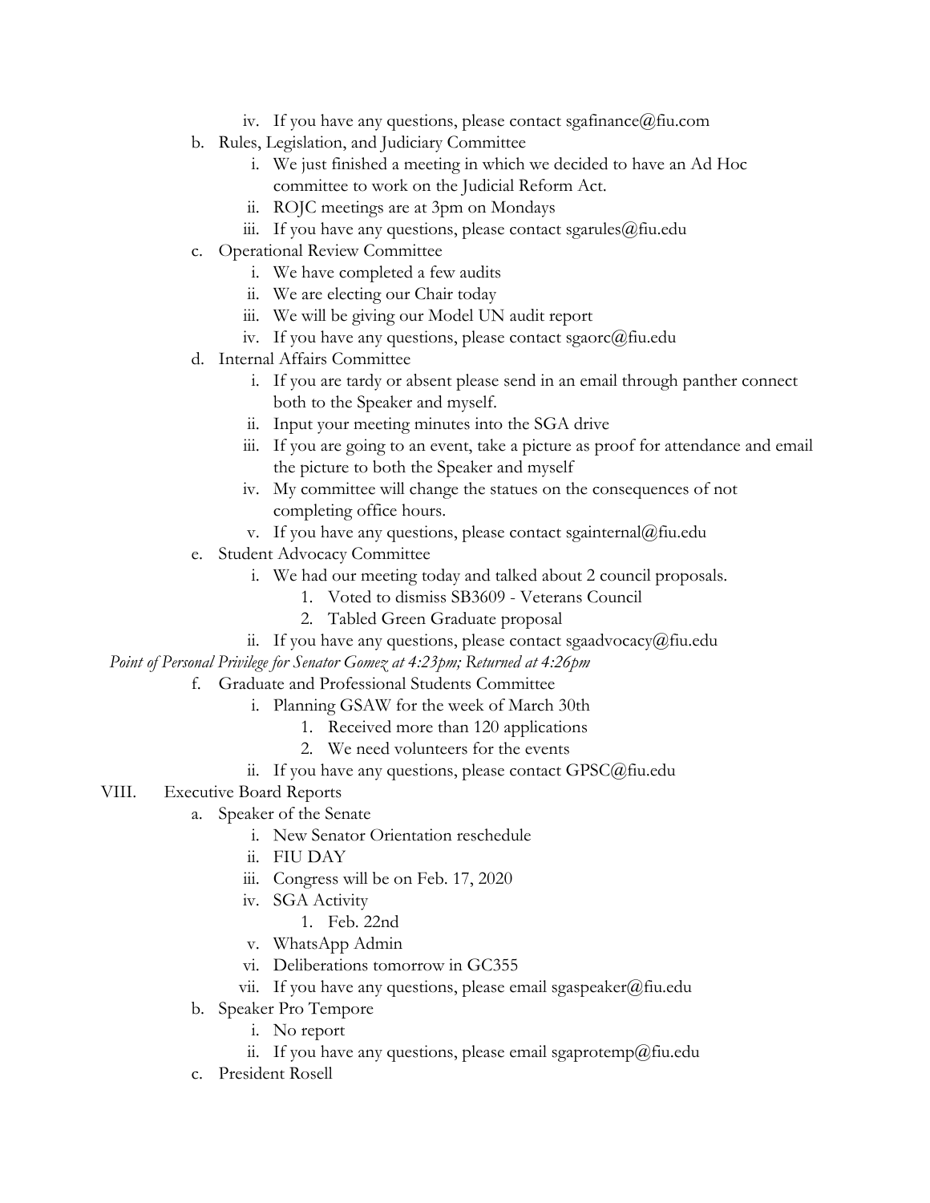iv. If you have any questions, please contact sgafinance@fiu.com

b. Rules, Legislation, and Judiciary Committee
   i. We just finished a meeting in which we decided to have an Ad Hoc committee to work on the Judicial Reform Act.
   ii. ROJC meetings are at 3pm on Mondays
   iii. If you have any questions, please contact sgarules@fiu.edu

c. Operational Review Committee
   i. We have completed a few audits
   ii. We are electing our Chair today
   iii. We will be giving our Model UN audit report
   iv. If you have any questions, please contact sgaorc@fiu.edu

d. Internal Affairs Committee
   i. If you are tardy or absent please send in an email through panther connect both to the Speaker and myself.
   ii. Input your meeting minutes into the SGA drive
   iii. If you are going to an event, take a picture as proof for attendance and email the picture to both the Speaker and myself
   iv. My committee will change the statues on the consequences of not completing office hours.
   v. If you have any questions, please contact sgainternal@fiu.edu

e. Student Advocacy Committee
   i. We had our meeting today and talked about 2 council proposals.
      1. Voted to dismiss SB3609 - Veterans Council
      2. Tabled Green Graduate proposal
   ii. If you have any questions, please contact sgaadvocacy@fiu.edu

*Point of Personal Privilege for Senator Gomez at 4:23pm; Returned at 4:26pm*

f. Graduate and Professional Students Committee
   i. Planning GSAW for the week of March 30th
      1. Received more than 120 applications
      2. We need volunteers for the events
   ii. If you have any questions, please contact GPSC@fiu.edu

VIII. Executive Board Reports

a. Speaker of the Senate
   i. New Senator Orientation reschedule
   ii. FIU DAY
   iii. Congress will be on Feb. 17, 2020
   iv. SGA Activity
      1. Feb. 22nd
   v. WhatsApp Admin
   vi. Deliberations tomorrow in GC355
   vii. If you have any questions, please email sgaspeaker@fiu.edu

b. Speaker Pro Tempore
   i. No report
   ii. If you have any questions, please email sgaprotemp@fiu.edu

c. President Rosell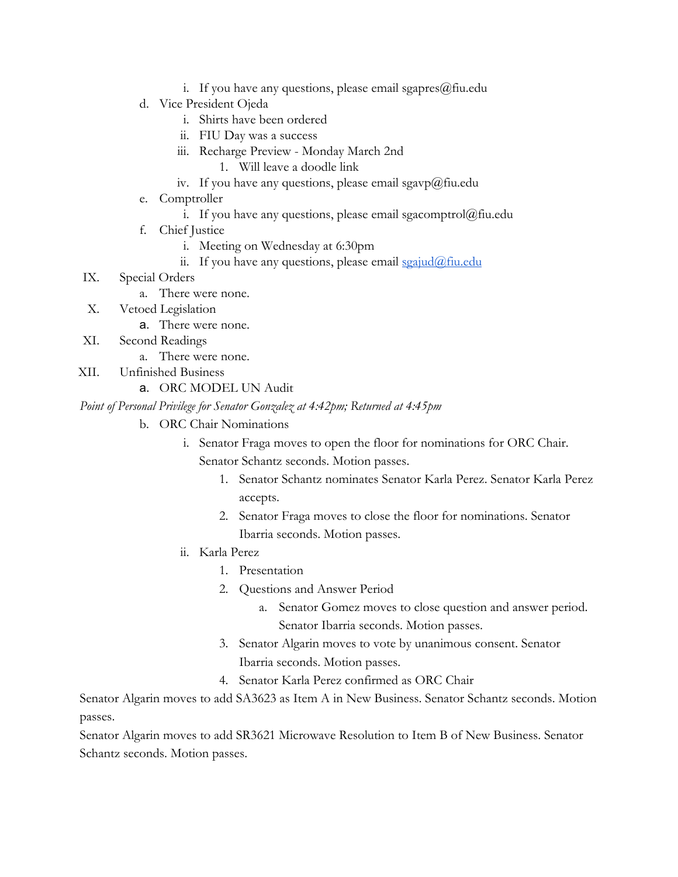- i. If you have any questions, please email sgapres@fiu.edu
- d. Vice President Ojeda
   - i. Shirts have been ordered
   - ii. FIU Day was a success
   - iii. Recharge Preview - Monday March 2nd
      1. Will leave a doodle link
   - iv. If you have any questions, please email sgavp@fiu.edu
- e. Comptroller
   - i. If you have any questions, please email sgacomptrol@fiu.edu
- f. Chief Justice
   - i. Meeting on Wednesday at 6:30pm
   - ii. If you have any questions, please email [sgajud@fiu.edu](mailto:sgajud@fiu.edu)

IX. Special Orders
- a. There were none.

X. Vetoed Legislation
- a. There were none.

XI. Second Readings
- a. There were none.

XII. Unfinished Business
- a. ORC MODEL UN Audit

*Point of Personal Privilege for Senator Gonzalez at 4:42pm; Returned at 4:45pm*

- b. ORC Chair Nominations
   - i. Senator Fraga moves to open the floor for nominations for ORC Chair. Senator Schantz seconds. Motion passes.
      1. Senator Schantz nominates Senator Karla Perez. Senator Karla Perez accepts.
      2. Senator Fraga moves to close the floor for nominations. Senator Ibarria seconds. Motion passes.
   - ii. Karla Perez
      1. Presentation
      2. Questions and Answer Period
         - a. Senator Gomez moves to close question and answer period. Senator Ibarria seconds. Motion passes.
      3. Senator Algarin moves to vote by unanimous consent. Senator Ibarria seconds. Motion passes.
      4. Senator Karla Perez confirmed as ORC Chair

Senator Algarin moves to add SA3623 as Item A in New Business. Senator Schantz seconds. Motion passes.

Senator Algarin moves to add SR3621 Microwave Resolution to Item B of New Business. Senator Schantz seconds. Motion passes.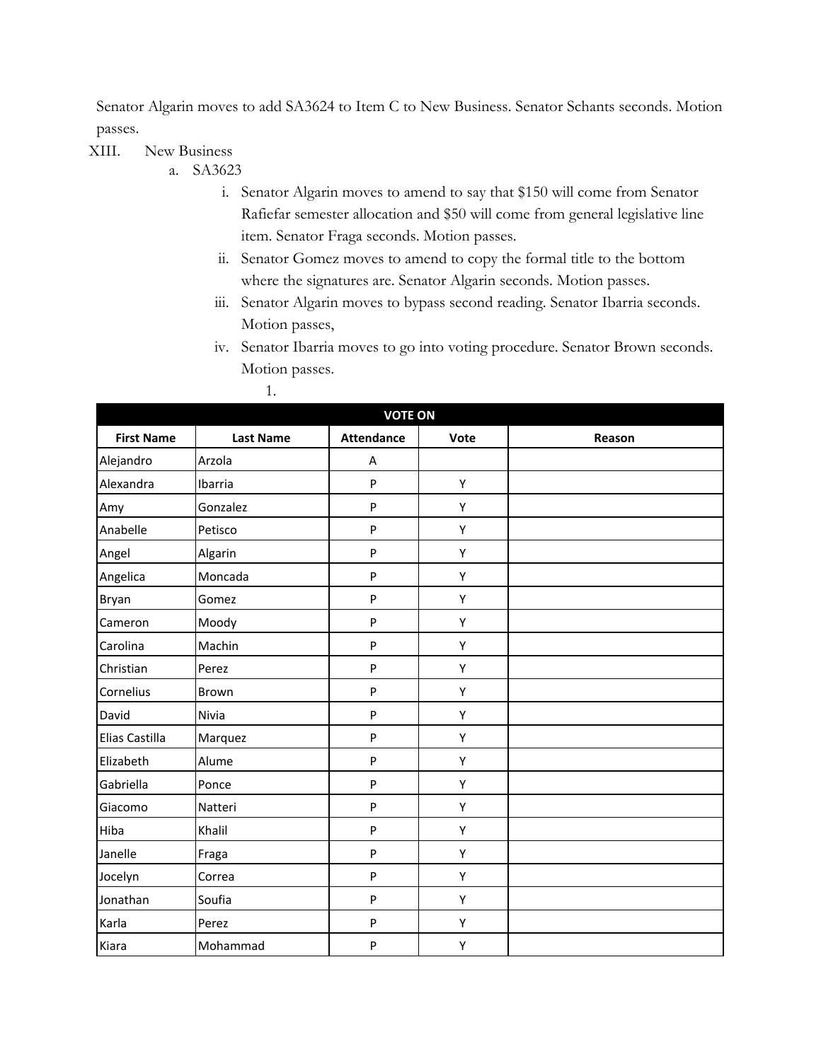Senator Algarin moves to add SA3624 to Item C to New Business. Senator Schants seconds. Motion passes.

XIII. New Business

a. SA3623

i. Senator Algarin moves to amend to say that $150 will come from Senator Rafiefar semester allocation and $50 will come from general legislative line item. Senator Fraga seconds. Motion passes.

ii. Senator Gomez moves to amend to copy the formal title to the bottom where the signatures are. Senator Algarin seconds. Motion passes.

iii. Senator Algarin moves to bypass second reading. Senator Ibarria seconds. Motion passes,

iv. Senator Ibarria moves to go into voting procedure. Senator Brown seconds. Motion passes.

1.

| VOTE ON | | | | |
|---|---|---|---|---|
| **First Name** | **Last Name** | **Attendance** | **Vote** | **Reason** |
| Alejandro | Arzola | A | | |
| Alexandra | Ibarria | P | Y | |
| Amy | Gonzalez | P | Y | |
| Anabelle | Petisco | P | Y | |
| Angel | Algarin | P | Y | |
| Angelica | Moncada | P | Y | |
| Bryan | Gomez | P | Y | |
| Cameron | Moody | P | Y | |
| Carolina | Machin | P | Y | |
| Christian | Perez | P | Y | |
| Cornelius | Brown | P | Y | |
| David | Nivia | P | Y | |
| Elias Castilla | Marquez | P | Y | |
| Elizabeth | Alume | P | Y | |
| Gabriella | Ponce | P | Y | |
| Giacomo | Natteri | P | Y | |
| Hiba | Khalil | P | Y | |
| Janelle | Fraga | P | Y | |
| Jocelyn | Correa | P | Y | |
| Jonathan | Soufia | P | Y | |
| Karla | Perez | P | Y | |
| Kiara | Mohammad | P | Y | |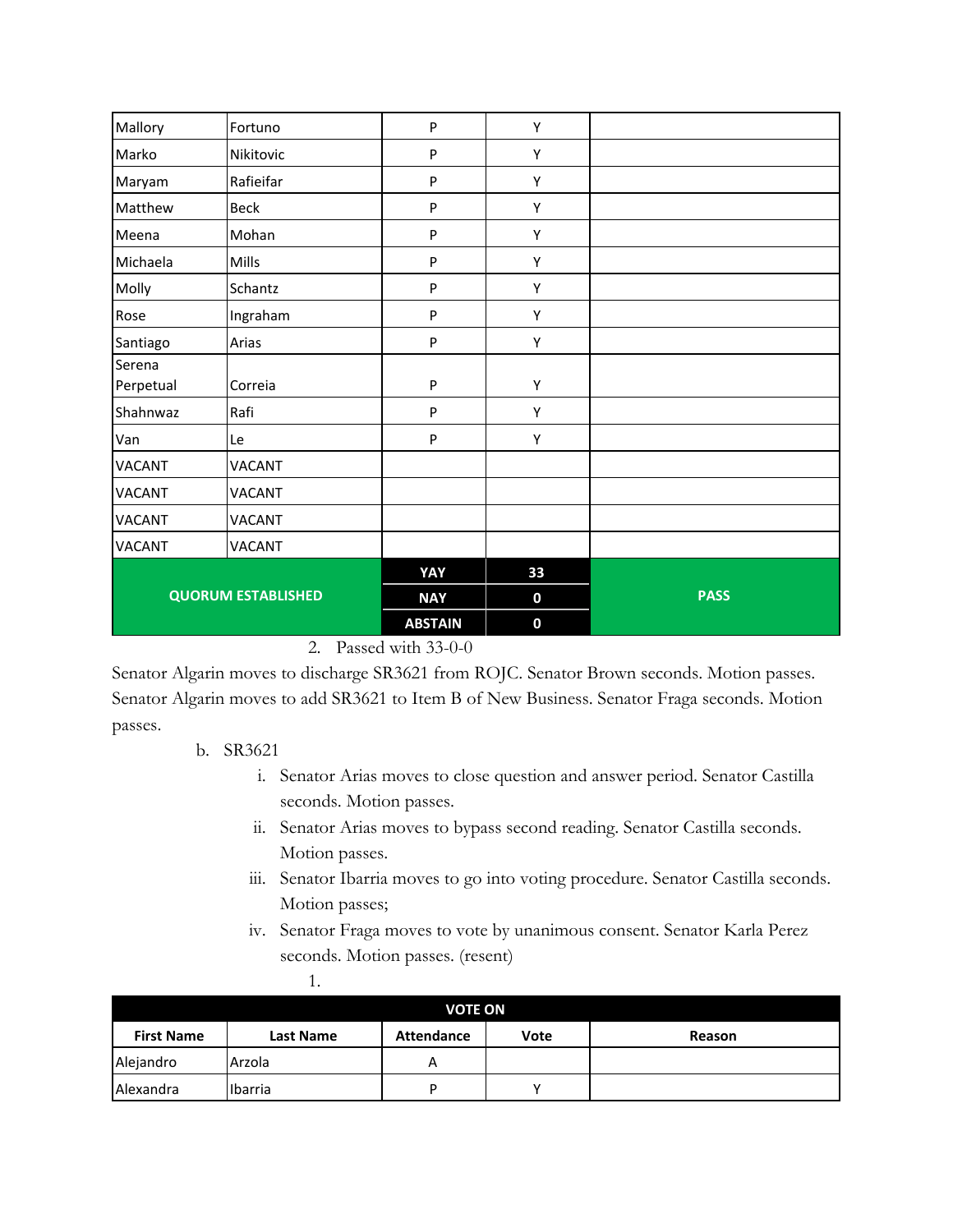| | | | | |
|---|---|---|---|---|
| Mallory | Fortuno | P | Y | |
| Marko | Nikitovic | P | Y | |
| Maryam | Rafieifar | P | Y | |
| Matthew | Beck | P | Y | |
| Meena | Mohan | P | Y | |
| Michaela | Mills | P | Y | |
| Molly | Schantz | P | Y | |
| Rose | Ingraham | P | Y | |
| Santiago | Arias | P | Y | |
| Serena Perpetual | Correia | P | Y | |
| Shahnwaz | Rafi | P | Y | |
| Van | Le | P | Y | |
| VACANT | VACANT | | | |
| VACANT | VACANT | | | |
| VACANT | VACANT | | | |
| VACANT | VACANT | | | |
| **QUORUM ESTABLISHED** | | **YAY** | **33** | **PASS** |
| | | **NAY** | **0** | |
| | | **ABSTAIN** | **0** | |

2. Passed with 33-0-0

Senator Algarin moves to discharge SR3621 from ROJC. Senator Brown seconds. Motion passes. Senator Algarin moves to add SR3621 to Item B of New Business. Senator Fraga seconds. Motion passes.

b. SR3621

i. Senator Arias moves to close question and answer period. Senator Castilla seconds. Motion passes.

ii. Senator Arias moves to bypass second reading. Senator Castilla seconds. Motion passes.

iii. Senator Ibarria moves to go into voting procedure. Senator Castilla seconds. Motion passes;

iv. Senator Fraga moves to vote by unanimous consent. Senator Karla Perez seconds. Motion passes. (resent)

1.

| **VOTE ON** | | | | |
|---|---|---|---|---|
| **First Name** | **Last Name** | **Attendance** | **Vote** | **Reason** |
| Alejandro | Arzola | A | | |
| Alexandra | Ibarria | P | Y | |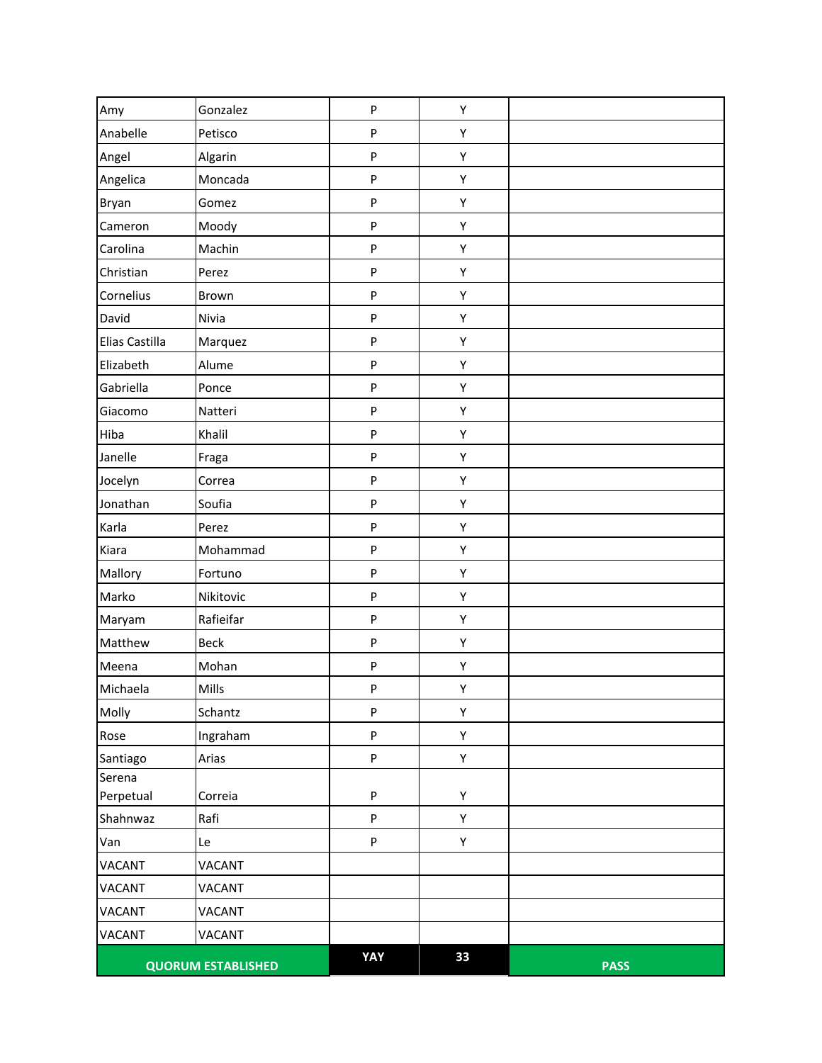| | | | | |
|---|---|---|---|---|
| Amy | Gonzalez | P | Y | |
| Anabelle | Petisco | P | Y | |
| Angel | Algarin | P | Y | |
| Angelica | Moncada | P | Y | |
| Bryan | Gomez | P | Y | |
| Cameron | Moody | P | Y | |
| Carolina | Machin | P | Y | |
| Christian | Perez | P | Y | |
| Cornelius | Brown | P | Y | |
| David | Nivia | P | Y | |
| Elias Castilla | Marquez | P | Y | |
| Elizabeth | Alume | P | Y | |
| Gabriella | Ponce | P | Y | |
| Giacomo | Natteri | P | Y | |
| Hiba | Khalil | P | Y | |
| Janelle | Fraga | P | Y | |
| Jocelyn | Correa | P | Y | |
| Jonathan | Soufia | P | Y | |
| Karla | Perez | P | Y | |
| Kiara | Mohammad | P | Y | |
| Mallory | Fortuno | P | Y | |
| Marko | Nikitovic | P | Y | |
| Maryam | Rafieifar | P | Y | |
| Matthew | Beck | P | Y | |
| Meena | Mohan | P | Y | |
| Michaela | Mills | P | Y | |
| Molly | Schantz | P | Y | |
| Rose | Ingraham | P | Y | |
| Santiago | Arias | P | Y | |
| Serena Perpetual | Correia | P | Y | |
| Shahnwaz | Rafi | P | Y | |
| Van | Le | P | Y | |
| VACANT | VACANT | | | |
| VACANT | VACANT | | | |
| VACANT | VACANT | | | |
| VACANT | VACANT | | | |
| **QUORUM ESTABLISHED** | | **YAY** | **33** | **PASS** |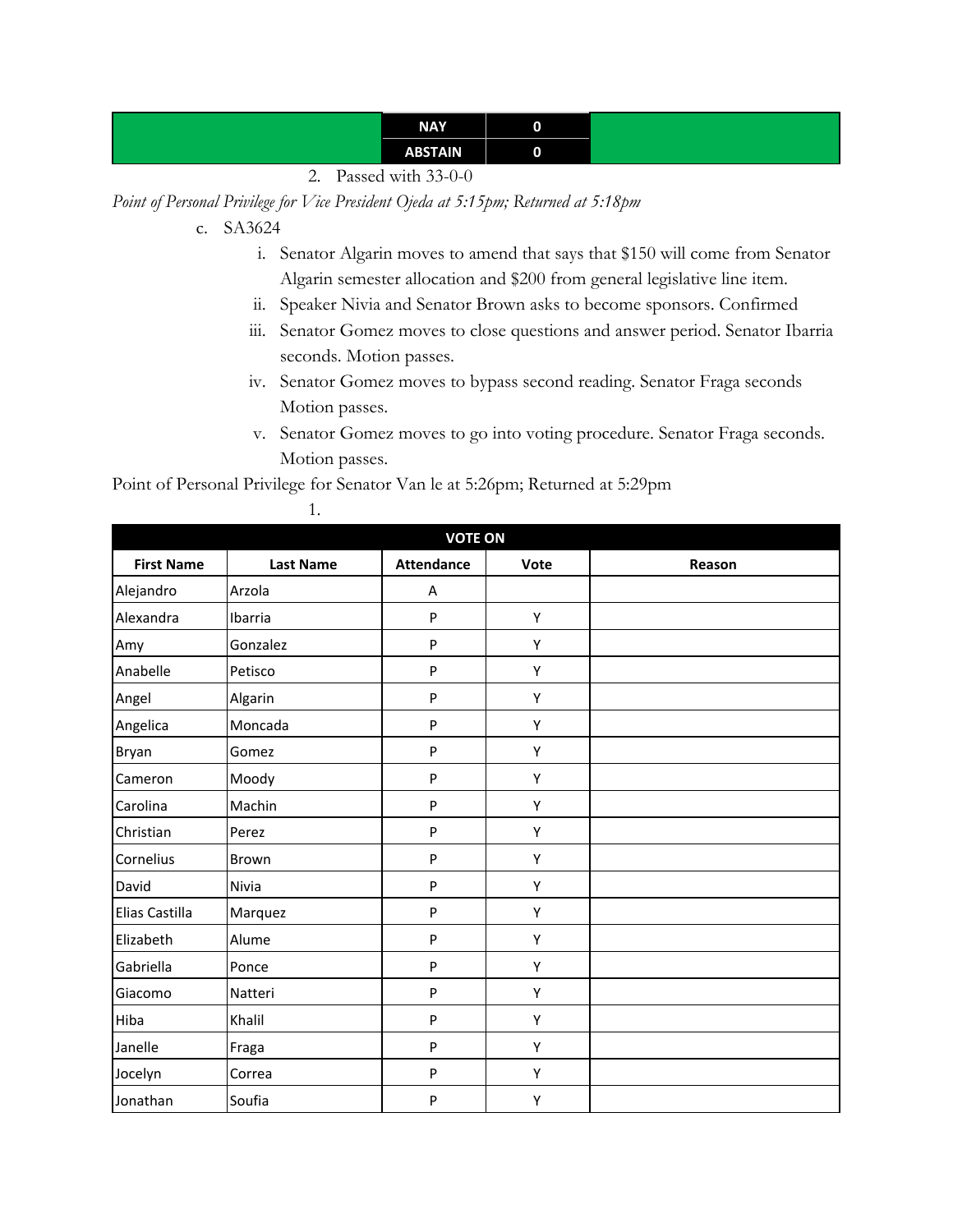| | NAY | 0 | |
|---|---|---|---|
| | ABSTAIN | 0 | |

2. Passed with 33-0-0

*Point of Personal Privilege for Vice President Ojeda at 5:15pm; Returned at 5:18pm*

c. SA3624

i. Senator Algarin moves to amend that says that $150 will come from Senator Algarin semester allocation and $200 from general legislative line item.

ii. Speaker Nivia and Senator Brown asks to become sponsors. Confirmed

iii. Senator Gomez moves to close questions and answer period. Senator Ibarria seconds. Motion passes.

iv. Senator Gomez moves to bypass second reading. Senator Fraga seconds Motion passes.

v. Senator Gomez moves to go into voting procedure. Senator Fraga seconds. Motion passes.

Point of Personal Privilege for Senator Van le at 5:26pm; Returned at 5:29pm

1.

| VOTE ON | | | | |
|---|---|---|---|---|
| **First Name** | **Last Name** | **Attendance** | **Vote** | **Reason** |
| Alejandro | Arzola | A | | |
| Alexandra | Ibarria | P | Y | |
| Amy | Gonzalez | P | Y | |
| Anabelle | Petisco | P | Y | |
| Angel | Algarin | P | Y | |
| Angelica | Moncada | P | Y | |
| Bryan | Gomez | P | Y | |
| Cameron | Moody | P | Y | |
| Carolina | Machin | P | Y | |
| Christian | Perez | P | Y | |
| Cornelius | Brown | P | Y | |
| David | Nivia | P | Y | |
| Elias Castilla | Marquez | P | Y | |
| Elizabeth | Alume | P | Y | |
| Gabriella | Ponce | P | Y | |
| Giacomo | Natteri | P | Y | |
| Hiba | Khalil | P | Y | |
| Janelle | Fraga | P | Y | |
| Jocelyn | Correa | P | Y | |
| Jonathan | Soufia | P | Y | |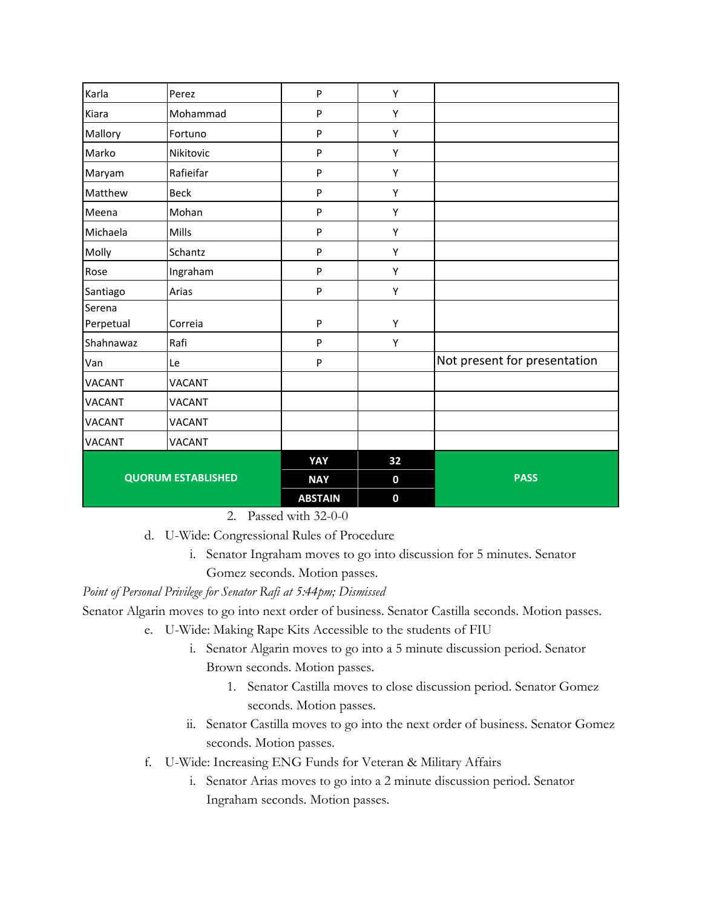| Karla | Perez | P | Y | |
|---|---|---|---|---|
| Kiara | Mohammad | P | Y | |
| Mallory | Fortuno | P | Y | |
| Marko | Nikitovic | P | Y | |
| Maryam | Rafieifar | P | Y | |
| Matthew | Beck | P | Y | |
| Meena | Mohan | P | Y | |
| Michaela | Mills | P | Y | |
| Molly | Schantz | P | Y | |
| Rose | Ingraham | P | Y | |
| Santiago | Arias | P | Y | |
| Serena Perpetual | Correia | P | Y | |
| Shahnawaz | Rafi | P | Y | |
| Van | Le | P | | Not present for presentation |
| VACANT | VACANT | | | |
| VACANT | VACANT | | | |
| VACANT | VACANT | | | |
| VACANT | VACANT | | | |
| **QUORUM ESTABLISHED** | | **YAY** | **32** | **PASS** |
| | | **NAY** | **0** | |
| | | **ABSTAIN** | **0** | |

2. Passed with 32-0-0

d. U-Wide: Congressional Rules of Procedure
   i. Senator Ingraham moves to go into discussion for 5 minutes. Senator Gomez seconds. Motion passes.

*Point of Personal Privilege for Senator Rafi at 5:44pm; Dismissed*

Senator Algarin moves to go into next order of business. Senator Castilla seconds. Motion passes.

e. U-Wide: Making Rape Kits Accessible to the students of FIU
   i. Senator Algarin moves to go into a 5 minute discussion period. Senator Brown seconds. Motion passes.
      1. Senator Castilla moves to close discussion period. Senator Gomez seconds. Motion passes.
   ii. Senator Castilla moves to go into the next order of business. Senator Gomez seconds. Motion passes.

f. U-Wide: Increasing ENG Funds for Veteran & Military Affairs
   i. Senator Arias moves to go into a 2 minute discussion period. Senator Ingraham seconds. Motion passes.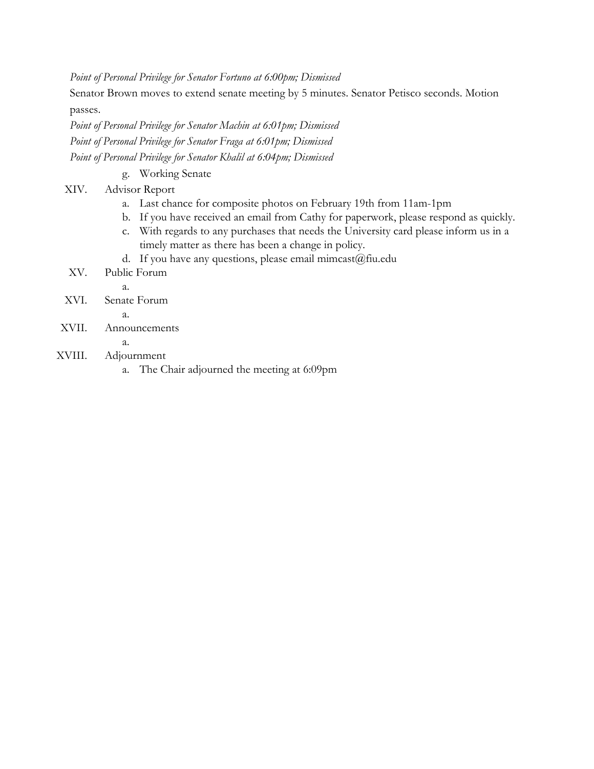*Point of Personal Privilege for Senator Fortuno at 6:00pm; Dismissed*

Senator Brown moves to extend senate meeting by 5 minutes. Senator Petisco seconds. Motion passes.

*Point of Personal Privilege for Senator Machin at 6:01pm; Dismissed*

*Point of Personal Privilege for Senator Fraga at 6:01pm; Dismissed*

*Point of Personal Privilege for Senator Khalil at 6:04pm; Dismissed*

g. Working Senate

XIV. Advisor Report

a. Last chance for composite photos on February 19th from 11am-1pm
b. If you have received an email from Cathy for paperwork, please respond as quickly.
c. With regards to any purchases that needs the University card please inform us in a timely matter as there has been a change in policy.
d. If you have any questions, please email mimcast@fiu.edu

XV. Public Forum

a.

XVI. Senate Forum

a.

XVII. Announcements

a.

XVIII. Adjournment

a. The Chair adjourned the meeting at 6:09pm